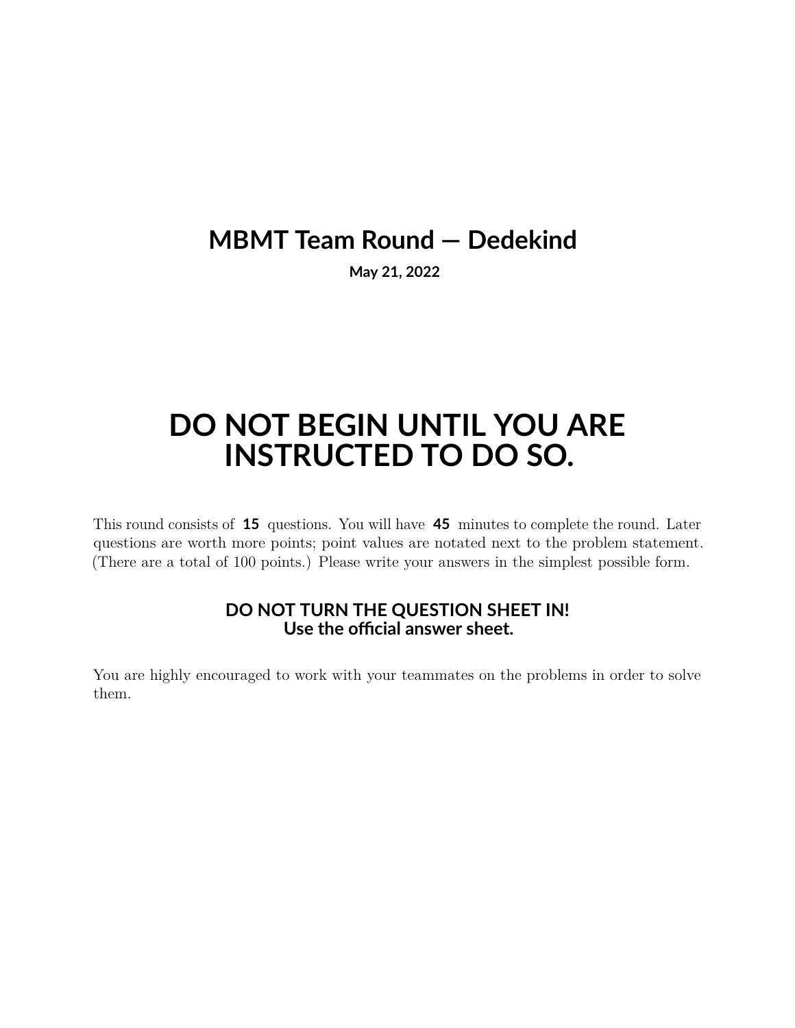# MBMT Team Round — Dedekind

**May 21, 2022**

# DO NOT BEGIN UNTIL YOU ARE INSTRUCTED TO DO SO.

This round consists of **15** questions. You will have **45** minutes to complete the round. Later questions are worth more points; point values are notated next to the problem statement. (There are a total of 100 points.) Please write your answers in the simplest possible form.

**DO NOT TURN THE QUESTION SHEET IN!**
**Use the official answer sheet.**

You are highly encouraged to work with your teammates on the problems in order to solve them.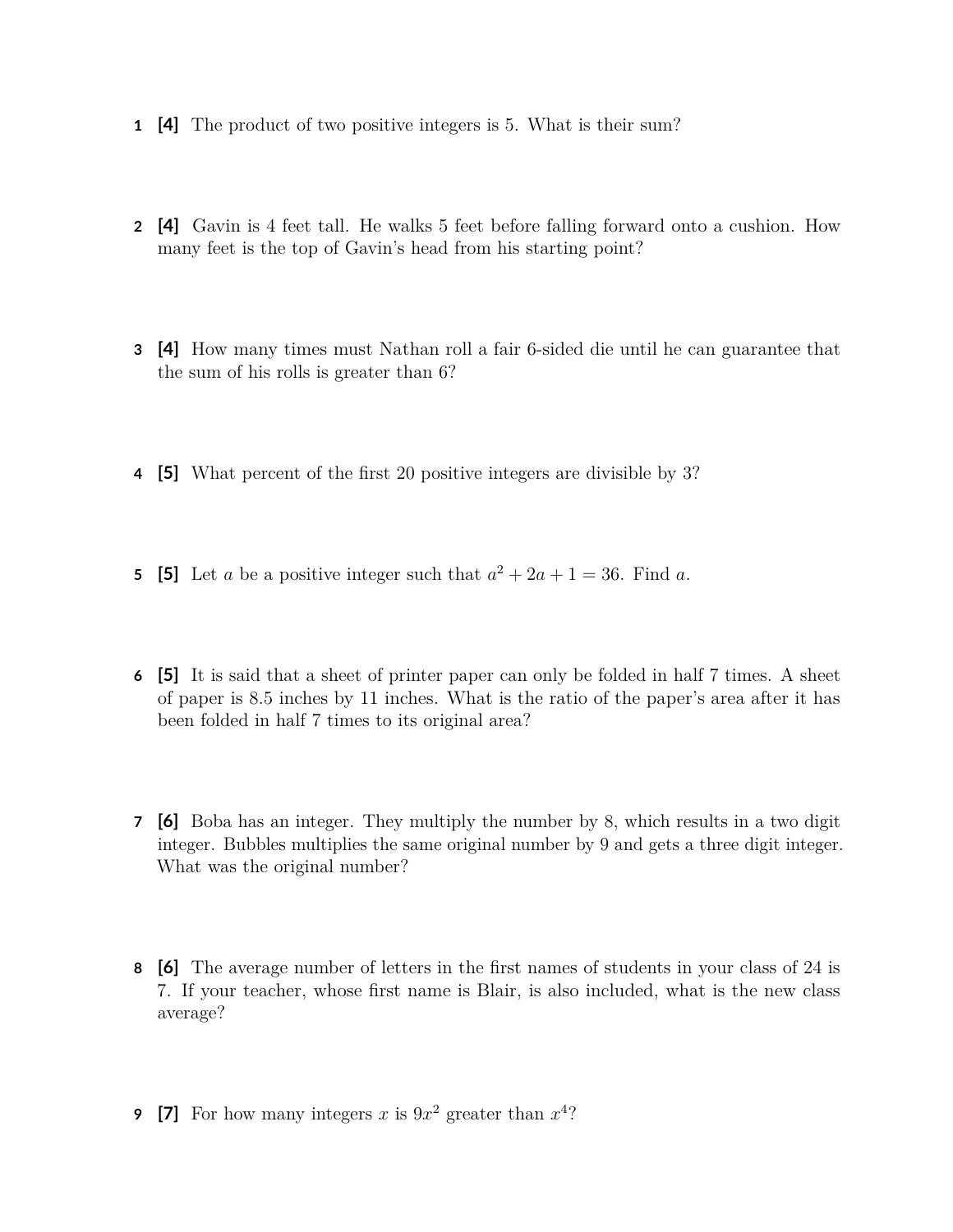1 **[4]** The product of two positive integers is 5. What is their sum?

2 **[4]** Gavin is 4 feet tall. He walks 5 feet before falling forward onto a cushion. How many feet is the top of Gavin's head from his starting point?

3 **[4]** How many times must Nathan roll a fair 6-sided die until he can guarantee that the sum of his rolls is greater than 6?

4 **[5]** What percent of the first 20 positive integers are divisible by 3?

5 **[5]** Let $a$ be a positive integer such that $a^2 + 2a + 1 = 36$. Find $a$.

6 **[5]** It is said that a sheet of printer paper can only be folded in half 7 times. A sheet of paper is 8.5 inches by 11 inches. What is the ratio of the paper's area after it has been folded in half 7 times to its original area?

7 **[6]** Boba has an integer. They multiply the number by 8, which results in a two digit integer. Bubbles multiplies the same original number by 9 and gets a three digit integer. What was the original number?

8 **[6]** The average number of letters in the first names of students in your class of 24 is 7. If your teacher, whose first name is Blair, is also included, what is the new class average?

9 **[7]** For how many integers $x$ is $9x^2$ greater than $x^4$?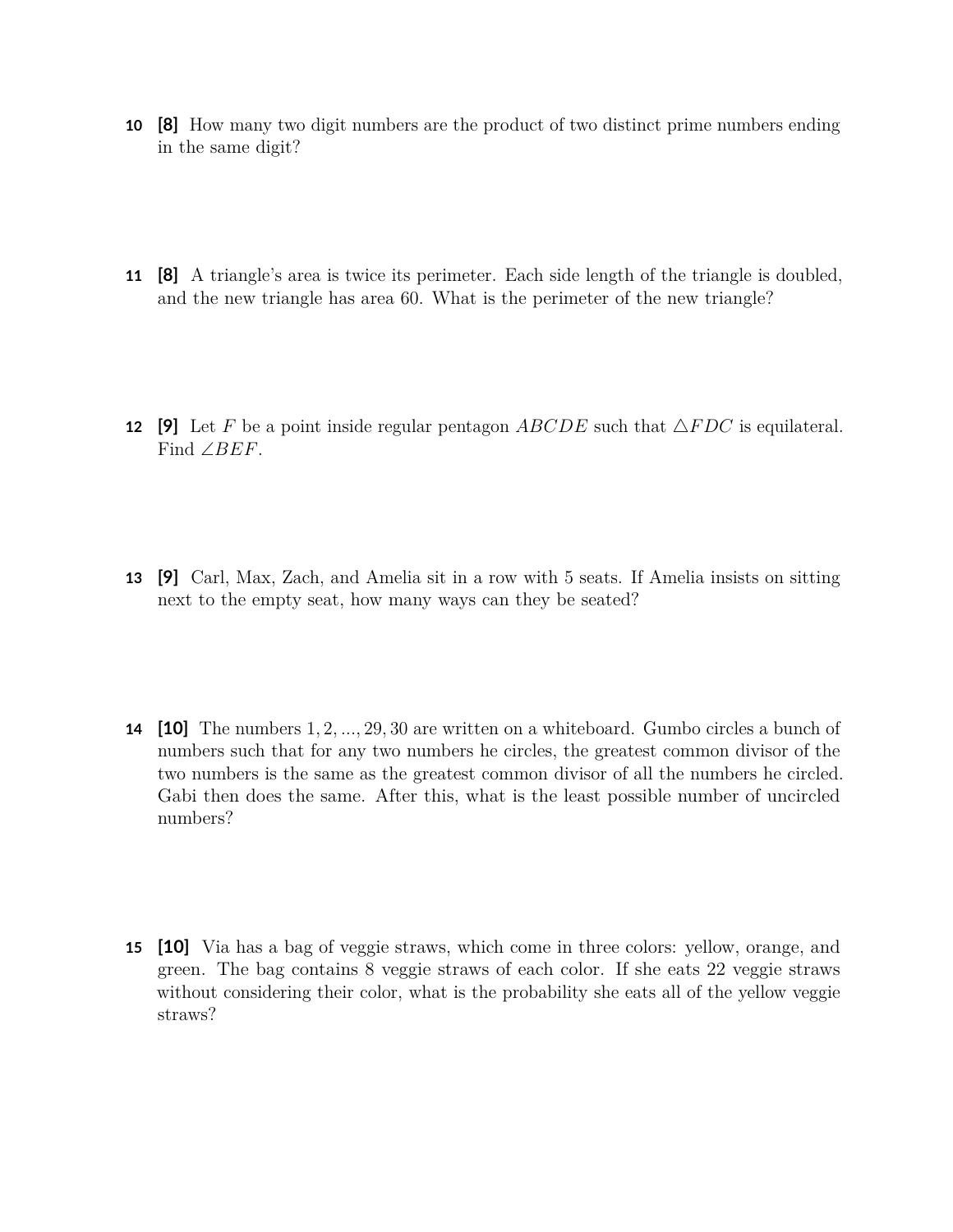**10** **[8]** How many two digit numbers are the product of two distinct prime numbers ending in the same digit?

**11** **[8]** A triangle's area is twice its perimeter. Each side length of the triangle is doubled, and the new triangle has area 60. What is the perimeter of the new triangle?

**12** **[9]** Let $F$ be a point inside regular pentagon $ABCDE$ such that $\triangle FDC$ is equilateral. Find $\angle BEF$.

**13** **[9]** Carl, Max, Zach, and Amelia sit in a row with 5 seats. If Amelia insists on sitting next to the empty seat, how many ways can they be seated?

**14** **[10]** The numbers $1, 2, ..., 29, 30$ are written on a whiteboard. Gumbo circles a bunch of numbers such that for any two numbers he circles, the greatest common divisor of the two numbers is the same as the greatest common divisor of all the numbers he circled. Gabi then does the same. After this, what is the least possible number of uncircled numbers?

**15** **[10]** Via has a bag of veggie straws, which come in three colors: yellow, orange, and green. The bag contains 8 veggie straws of each color. If she eats 22 veggie straws without considering their color, what is the probability she eats all of the yellow veggie straws?